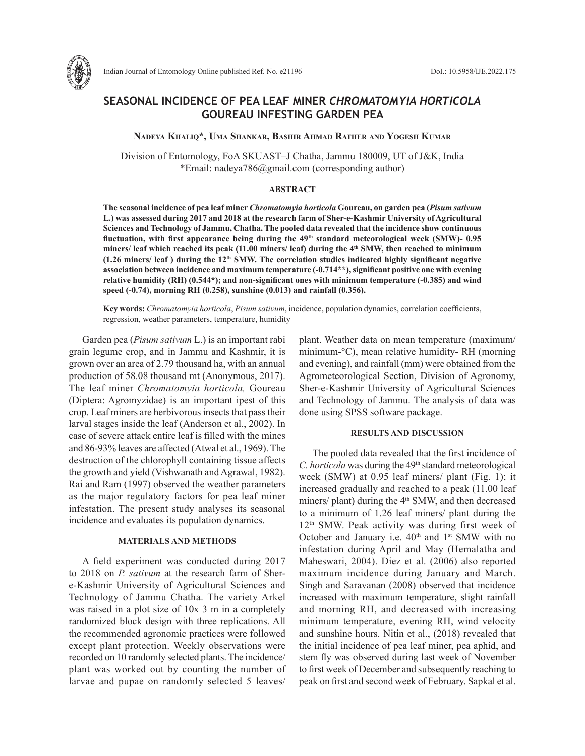# SEASONAL INCIDENCE OF PEA LEAF MINER *CHROMATOMYIA HORTICOLA* GOUREAU INFESTING GARDEN PEA

**Nadeya Khaliq\*, Uma Shankar, Bashir Ahmad Rather and Yogesh Kumar**

Division of Entomology, FoA SKUAST–J Chatha, Jammu 180009, UT of J&K, India
\*Email: nadeya786@gmail.com (corresponding author)

## ABSTRACT

**The seasonal incidence of pea leaf miner *Chromatomyia horticola* Goureau, on garden pea (*Pisum sativum* L.) was assessed during 2017 and 2018 at the research farm of Sher-e-Kashmir University of Agricultural Sciences and Technology of Jammu, Chatha. The pooled data revealed that the incidence show continuous fluctuation, with first appearance being during the 49th standard meteorological week (SMW)- 0.95 miners/ leaf which reached its peak (11.00 miners/ leaf) during the 4th SMW, then reached to minimum (1.26 miners/ leaf ) during the 12th SMW. The correlation studies indicated highly significant negative association between incidence and maximum temperature (-0.714\*\*), significant positive one with evening relative humidity (RH) (0.544\*); and non-significant ones with minimum temperature (-0.385) and wind speed (-0.74), morning RH (0.258), sunshine (0.013) and rainfall (0.356).**

**Key words:** *Chromatomyia horticola*, *Pisum sativum*, incidence, population dynamics, correlation coefficients, regression, weather parameters, temperature, humidity

Garden pea (*Pisum sativum* L.) is an important rabi grain legume crop, and in Jammu and Kashmir, it is grown over an area of 2.79 thousand ha, with an annual production of 58.08 thousand mt (Anonymous, 2017). The leaf miner *Chromatomyia horticola,* Goureau (Diptera: Agromyzidae) is an important ipest of this crop. Leaf miners are herbivorous insects that pass their larval stages inside the leaf (Anderson et al., 2002). In case of severe attack entire leaf is filled with the mines and 86-93% leaves are affected (Atwal et al., 1969). The destruction of the chlorophyll containing tissue affects the growth and yield (Vishwanath and Agrawal, 1982). Rai and Ram (1997) observed the weather parameters as the major regulatory factors for pea leaf miner infestation. The present study analyses its seasonal incidence and evaluates its population dynamics.

## MATERIALS AND METHODS

A field experiment was conducted during 2017 to 2018 on *P. sativum* at the research farm of Sher-e-Kashmir University of Agricultural Sciences and Technology of Jammu Chatha. The variety Arkel was raised in a plot size of 10x 3 m in a completely randomized block design with three replications. All the recommended agronomic practices were followed except plant protection. Weekly observations were recorded on 10 randomly selected plants. The incidence/ plant was worked out by counting the number of larvae and pupae on randomly selected 5 leaves/ plant. Weather data on mean temperature (maximum/ minimum-°C), mean relative humidity- RH (morning and evening), and rainfall (mm) were obtained from the Agrometeorological Section, Division of Agronomy, Sher-e-Kashmir University of Agricultural Sciences and Technology of Jammu. The analysis of data was done using SPSS software package.

## RESULTS AND DISCUSSION

The pooled data revealed that the first incidence of *C. horticola* was during the 49th standard meteorological week (SMW) at 0.95 leaf miners/ plant (Fig. 1); it increased gradually and reached to a peak (11.00 leaf miners/ plant) during the 4th SMW, and then decreased to a minimum of 1.26 leaf miners/ plant during the 12th SMW. Peak activity was during first week of October and January i.e. 40th and 1st SMW with no infestation during April and May (Hemalatha and Maheswari, 2004). Diez et al. (2006) also reported maximum incidence during January and March. Singh and Saravanan (2008) observed that incidence increased with maximum temperature, slight rainfall and morning RH, and decreased with increasing minimum temperature, evening RH, wind velocity and sunshine hours. Nitin et al., (2018) revealed that the initial incidence of pea leaf miner, pea aphid, and stem fly was observed during last week of November to first week of December and subsequently reaching to peak on first and second week of February. Sapkal et al.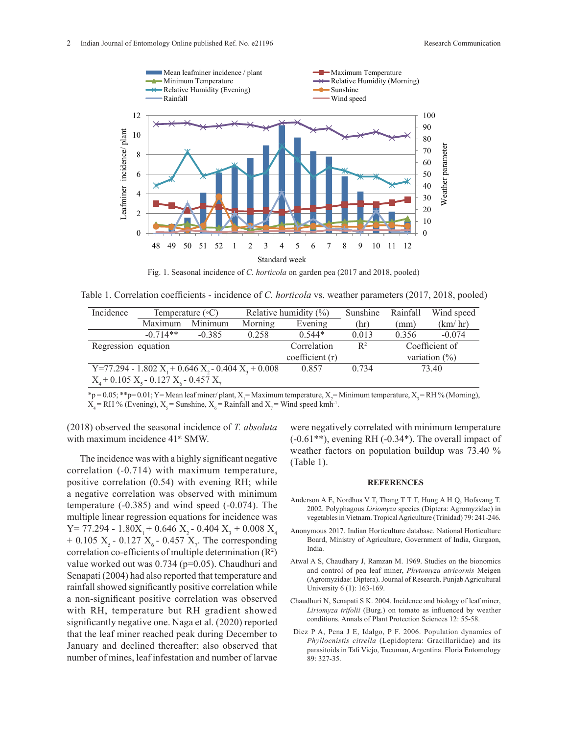Fig. 1. Seasonal incidence of *C. horticola* on garden pea (2017 and 2018, pooled)

Table 1. Correlation coefficients - incidence of *C. horticola* vs. weather parameters (2017, 2018, pooled)

| Incidence | Temperature (◦C) | | Relative humidity (%) | | Sunshine | Rainfall | Wind speed |
|---|---|---|---|---|---|---|---|
| | Maximum | Minimum | Morning | Evening | (hr) | (mm) | (km/ hr) |
| | -0.714** | -0.385 | 0.258 | 0.544* | 0.013 | 0.356 | -0.074 |
| Regression equation | | | | Correlation coefficient (r) | $R^2$ | Coefficient of variation (%) | |
| $Y=77.294 - 1.802 X_1 + 0.646 X_2 - 0.404 X_3 + 0.008 X_4 + 0.105 X_5 - 0.127 X_6 - 0.457 X_7$ | | | | 0.857 | 0.734 | 73.40 | |

*p = 0.05; **p= 0.01; Y= Mean leaf miner/ plant, $X_1$= Maximum temperature, $X_2$= Minimum temperature, $X_3$= RH % (Morning), $X_4$= RH % (Evening), $X_5$= Sunshine, $X_6$= Rainfall and $X_7$= Wind speed kmh$^{-1}$.

(2018) observed the seasonal incidence of *T. absoluta* with maximum incidence 41st SMW.

The incidence was with a highly significant negative correlation (-0.714) with maximum temperature, positive correlation (0.54) with evening RH; while a negative correlation was observed with minimum temperature (-0.385) and wind speed (-0.074). The multiple linear regression equations for incidence was $Y= 77.294 - 1.80X_1 + 0.646 X_2 - 0.404 X_3 + 0.008 X_4 + 0.105 X_5 - 0.127 X_6 - 0.457 X_7$. The corresponding correlation co-efficients of multiple determination ($R^2$) value worked out was 0.734 (p=0.05). Chaudhuri and Senapati (2004) had also reported that temperature and rainfall showed significantly positive correlation while a non-significant positive correlation was observed with RH, temperature but RH gradient showed significantly negative one. Naga et al. (2020) reported that the leaf miner reached peak during December to January and declined thereafter; also observed that number of mines, leaf infestation and number of larvae were negatively correlated with minimum temperature (-0.61**), evening RH (-0.34*). The overall impact of weather factors on population buildup was 73.40 % (Table 1).

## REFERENCES

Anderson A E, Nordhus V T, Thang T T T, Hung A H Q, Hofsvang T. 2002. Polyphagous *Liriomyza* species (Diptera: Agromyzidae) in vegetables in Vietnam. Tropical Agriculture (Trinidad) 79: 241-246.

Anonymous 2017. Indian Horticulture database. National Horticulture Board, Ministry of Agriculture, Government of India, Gurgaon, India.

Atwal A S, Chaudhary J, Ramzan M. 1969. Studies on the bionomics and control of pea leaf miner, *Phytomyza atricornis* Meigen (Agromyzidae: Diptera). Journal of Research. Punjab Agricultural University 6 (1): 163-169.

Chaudhuri N, Senapati S K. 2004. Incidence and biology of leaf miner, *Liriomyza trifolii* (Burg.) on tomato as influenced by weather conditions. Annals of Plant Protection Sciences 12: 55-58.

Diez P A, Pena J E, Idalgo, P F. 2006. Population dynamics of *Phyllocnistis citrella* (Lepidoptera: Gracillariidae) and its parasitoids in Tafi Viejo, Tucuman, Argentina. Floria Entomology 89: 327-35.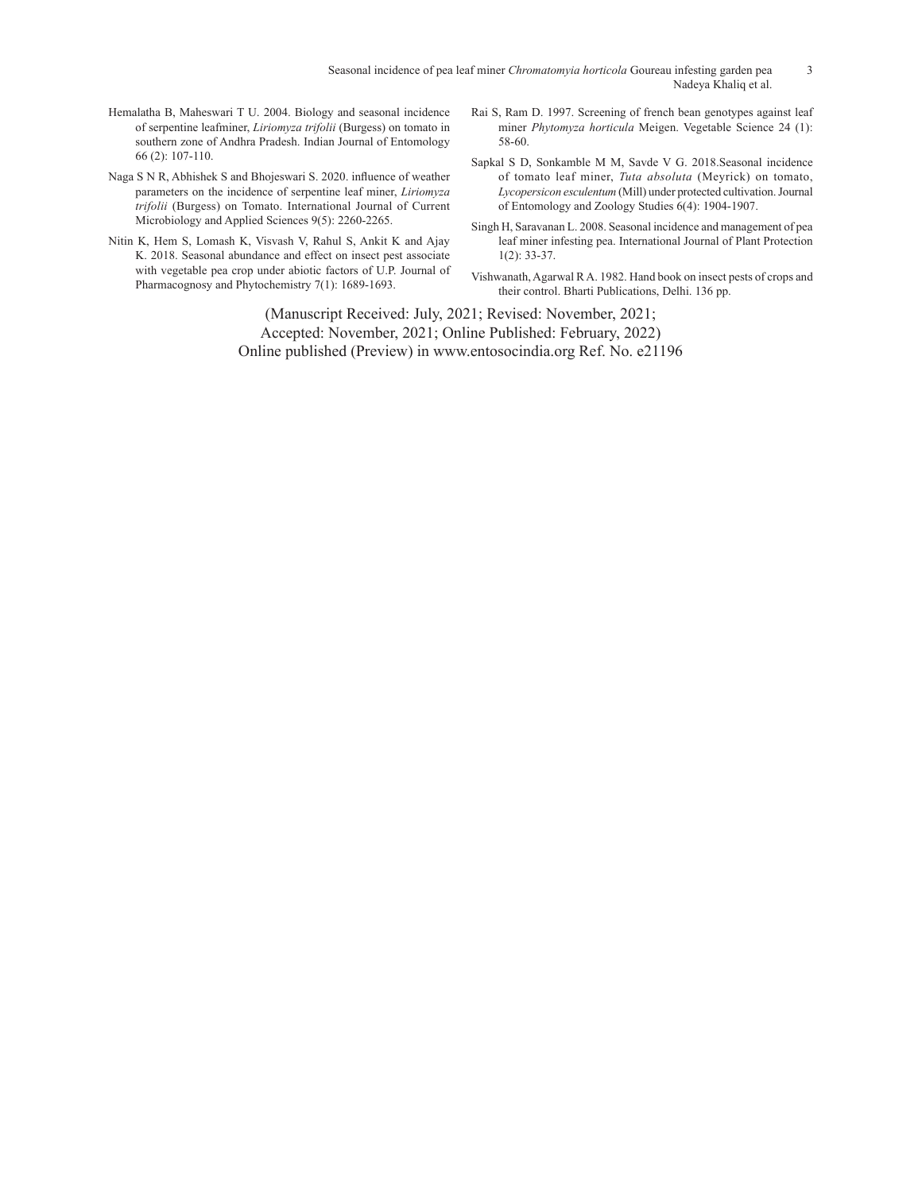Hemalatha B, Maheswari T U. 2004. Biology and seasonal incidence of serpentine leafminer, *Liriomyza trifolii* (Burgess) on tomato in southern zone of Andhra Pradesh. Indian Journal of Entomology 66 (2): 107-110.

Naga S N R, Abhishek S and Bhojeswari S. 2020. influence of weather parameters on the incidence of serpentine leaf miner, *Liriomyza trifolii* (Burgess) on Tomato. International Journal of Current Microbiology and Applied Sciences 9(5): 2260-2265.

Nitin K, Hem S, Lomash K, Visvash V, Rahul S, Ankit K and Ajay K. 2018. Seasonal abundance and effect on insect pest associate with vegetable pea crop under abiotic factors of U.P. Journal of Pharmacognosy and Phytochemistry 7(1): 1689-1693.

Rai S, Ram D. 1997. Screening of french bean genotypes against leaf miner *Phytomyza horticula* Meigen. Vegetable Science 24 (1): 58-60.

Sapkal S D, Sonkamble M M, Savde V G. 2018.Seasonal incidence of tomato leaf miner, *Tuta absoluta* (Meyrick) on tomato, *Lycopersicon esculentum* (Mill) under protected cultivation. Journal of Entomology and Zoology Studies 6(4): 1904-1907.

Singh H, Saravanan L. 2008. Seasonal incidence and management of pea leaf miner infesting pea. International Journal of Plant Protection 1(2): 33-37.

Vishwanath, Agarwal R A. 1982. Hand book on insect pests of crops and their control. Bharti Publications, Delhi. 136 pp.

(Manuscript Received: July, 2021; Revised: November, 2021; Accepted: November, 2021; Online Published: February, 2022)
Online published (Preview) in www.entosocindia.org Ref. No. e21196